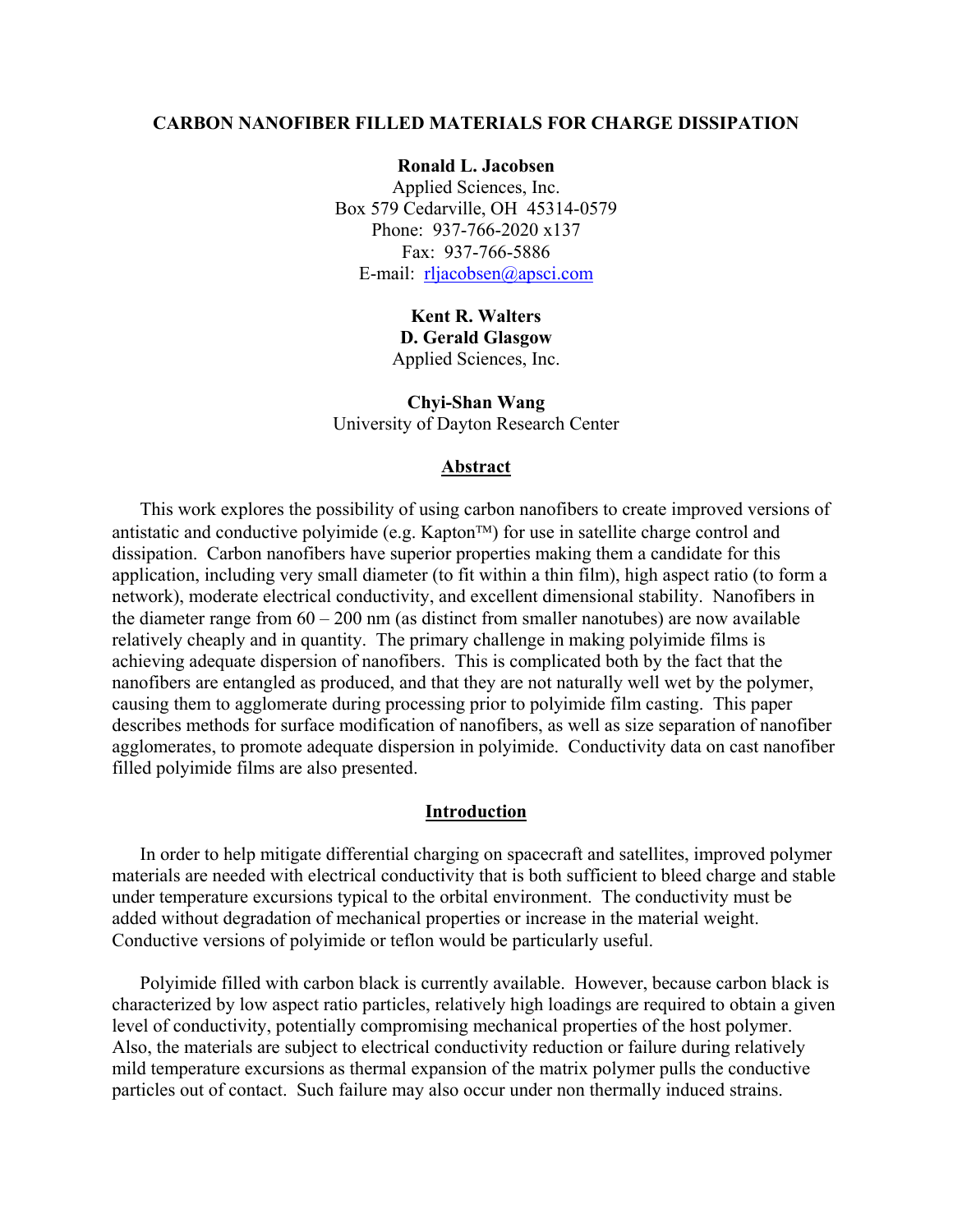# CARBON NANOFIBER FILLED MATERIALS FOR CHARGE DISSIPATION

**Ronald L. Jacobsen**
Applied Sciences, Inc.
Box 579 Cedarville, OH 45314-0579
Phone: 937-766-2020 x137
Fax: 937-766-5886
E-mail: rljacobsen@apsci.com

**Kent R. Walters**
**D. Gerald Glasgow**
Applied Sciences, Inc.

**Chyi-Shan Wang**
University of Dayton Research Center

## Abstract

This work explores the possibility of using carbon nanofibers to create improved versions of antistatic and conductive polyimide (e.g. Kapton™) for use in satellite charge control and dissipation. Carbon nanofibers have superior properties making them a candidate for this application, including very small diameter (to fit within a thin film), high aspect ratio (to form a network), moderate electrical conductivity, and excellent dimensional stability. Nanofibers in the diameter range from 60 – 200 nm (as distinct from smaller nanotubes) are now available relatively cheaply and in quantity. The primary challenge in making polyimide films is achieving adequate dispersion of nanofibers. This is complicated both by the fact that the nanofibers are entangled as produced, and that they are not naturally well wet by the polymer, causing them to agglomerate during processing prior to polyimide film casting. This paper describes methods for surface modification of nanofibers, as well as size separation of nanofiber agglomerates, to promote adequate dispersion in polyimide. Conductivity data on cast nanofiber filled polyimide films are also presented.

## Introduction

In order to help mitigate differential charging on spacecraft and satellites, improved polymer materials are needed with electrical conductivity that is both sufficient to bleed charge and stable under temperature excursions typical to the orbital environment. The conductivity must be added without degradation of mechanical properties or increase in the material weight. Conductive versions of polyimide or teflon would be particularly useful.

Polyimide filled with carbon black is currently available. However, because carbon black is characterized by low aspect ratio particles, relatively high loadings are required to obtain a given level of conductivity, potentially compromising mechanical properties of the host polymer. Also, the materials are subject to electrical conductivity reduction or failure during relatively mild temperature excursions as thermal expansion of the matrix polymer pulls the conductive particles out of contact. Such failure may also occur under non thermally induced strains.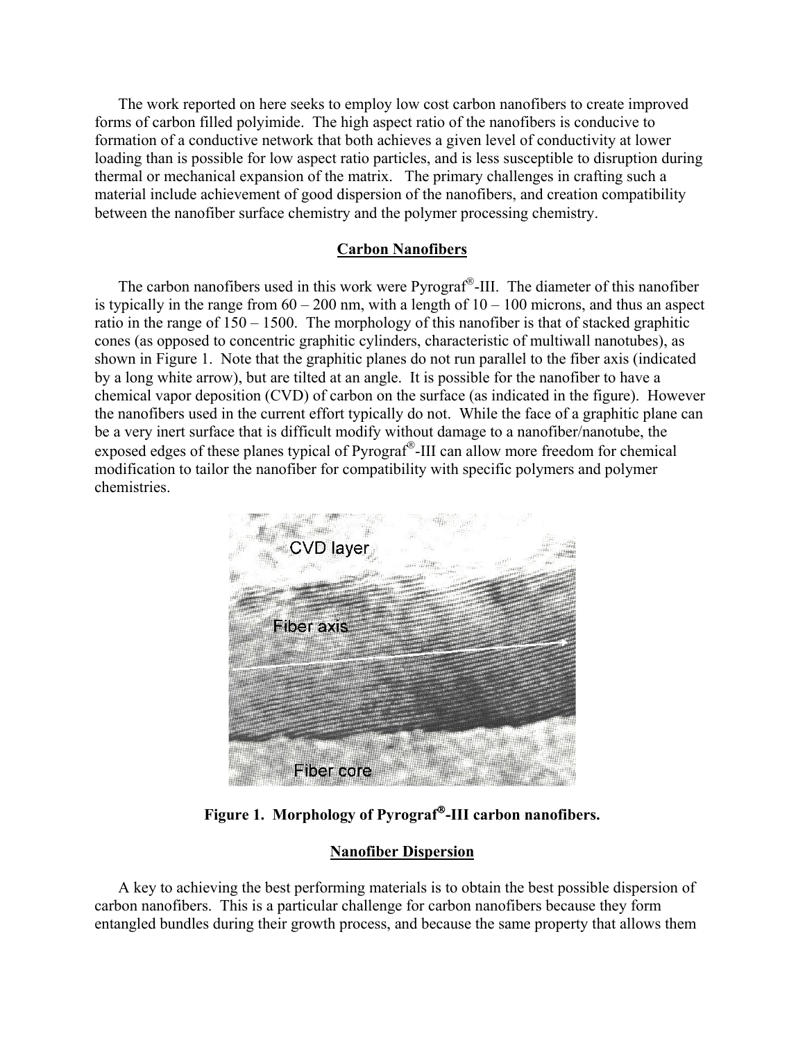The work reported on here seeks to employ low cost carbon nanofibers to create improved forms of carbon filled polyimide. The high aspect ratio of the nanofibers is conducive to formation of a conductive network that both achieves a given level of conductivity at lower loading than is possible for low aspect ratio particles, and is less susceptible to disruption during thermal or mechanical expansion of the matrix. The primary challenges in crafting such a material include achievement of good dispersion of the nanofibers, and creation compatibility between the nanofiber surface chemistry and the polymer processing chemistry.

## Carbon Nanofibers

The carbon nanofibers used in this work were Pyrograf®-III. The diameter of this nanofiber is typically in the range from 60 – 200 nm, with a length of 10 – 100 microns, and thus an aspect ratio in the range of 150 – 1500. The morphology of this nanofiber is that of stacked graphitic cones (as opposed to concentric graphitic cylinders, characteristic of multiwall nanotubes), as shown in Figure 1. Note that the graphitic planes do not run parallel to the fiber axis (indicated by a long white arrow), but are tilted at an angle. It is possible for the nanofiber to have a chemical vapor deposition (CVD) of carbon on the surface (as indicated in the figure). However the nanofibers used in the current effort typically do not. While the face of a graphitic plane can be a very inert surface that is difficult modify without damage to a nanofiber/nanotube, the exposed edges of these planes typical of Pyrograf®-III can allow more freedom for chemical modification to tailor the nanofiber for compatibility with specific polymers and polymer chemistries.

**Figure 1. Morphology of Pyrograf®-III carbon nanofibers.**

## Nanofiber Dispersion

A key to achieving the best performing materials is to obtain the best possible dispersion of carbon nanofibers. This is a particular challenge for carbon nanofibers because they form entangled bundles during their growth process, and because the same property that allows them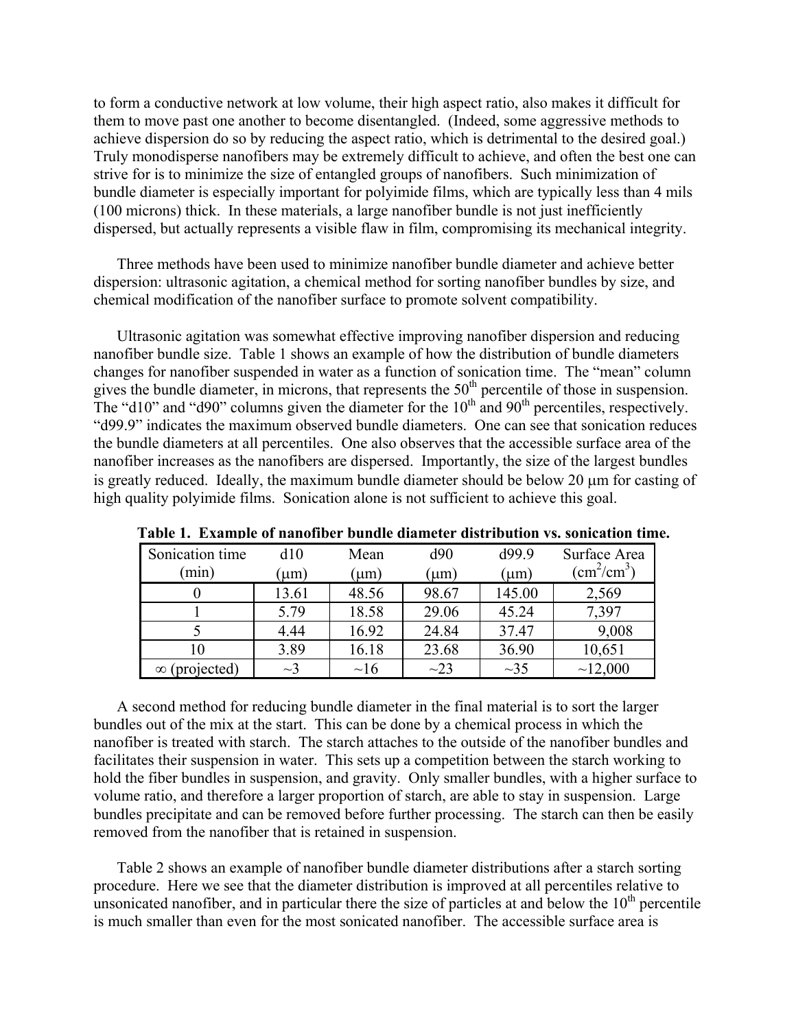to form a conductive network at low volume, their high aspect ratio, also makes it difficult for them to move past one another to become disentangled. (Indeed, some aggressive methods to achieve dispersion do so by reducing the aspect ratio, which is detrimental to the desired goal.) Truly monodisperse nanofibers may be extremely difficult to achieve, and often the best one can strive for is to minimize the size of entangled groups of nanofibers. Such minimization of bundle diameter is especially important for polyimide films, which are typically less than 4 mils (100 microns) thick. In these materials, a large nanofiber bundle is not just inefficiently dispersed, but actually represents a visible flaw in film, compromising its mechanical integrity.

Three methods have been used to minimize nanofiber bundle diameter and achieve better dispersion: ultrasonic agitation, a chemical method for sorting nanofiber bundles by size, and chemical modification of the nanofiber surface to promote solvent compatibility.

Ultrasonic agitation was somewhat effective improving nanofiber dispersion and reducing nanofiber bundle size. Table 1 shows an example of how the distribution of bundle diameters changes for nanofiber suspended in water as a function of sonication time. The "mean" column gives the bundle diameter, in microns, that represents the 50th percentile of those in suspension. The "d10" and "d90" columns given the diameter for the 10th and 90th percentiles, respectively. "d99.9" indicates the maximum observed bundle diameters. One can see that sonication reduces the bundle diameters at all percentiles. One also observes that the accessible surface area of the nanofiber increases as the nanofibers are dispersed. Importantly, the size of the largest bundles is greatly reduced. Ideally, the maximum bundle diameter should be below 20 μm for casting of high quality polyimide films. Sonication alone is not sufficient to achieve this goal.

**Table 1. Example of nanofiber bundle diameter distribution vs. sonication time.**

| Sonication time (min) | d10 (μm) | Mean (μm) | d90 (μm) | d99.9 (μm) | Surface Area ($cm^2/cm^3$) |
|---|---|---|---|---|---|
| 0 | 13.61 | 48.56 | 98.67 | 145.00 | 2,569 |
| 1 | 5.79 | 18.58 | 29.06 | 45.24 | 7,397 |
| 5 | 4.44 | 16.92 | 24.84 | 37.47 | 9,008 |
| 10 | 3.89 | 16.18 | 23.68 | 36.90 | 10,651 |
| ∞ (projected) | ~3 | ~16 | ~23 | ~35 | ~12,000 |

A second method for reducing bundle diameter in the final material is to sort the larger bundles out of the mix at the start. This can be done by a chemical process in which the nanofiber is treated with starch. The starch attaches to the outside of the nanofiber bundles and facilitates their suspension in water. This sets up a competition between the starch working to hold the fiber bundles in suspension, and gravity. Only smaller bundles, with a higher surface to volume ratio, and therefore a larger proportion of starch, are able to stay in suspension. Large bundles precipitate and can be removed before further processing. The starch can then be easily removed from the nanofiber that is retained in suspension.

Table 2 shows an example of nanofiber bundle diameter distributions after a starch sorting procedure. Here we see that the diameter distribution is improved at all percentiles relative to unsonicated nanofiber, and in particular there the size of particles at and below the 10th percentile is much smaller than even for the most sonicated nanofiber. The accessible surface area is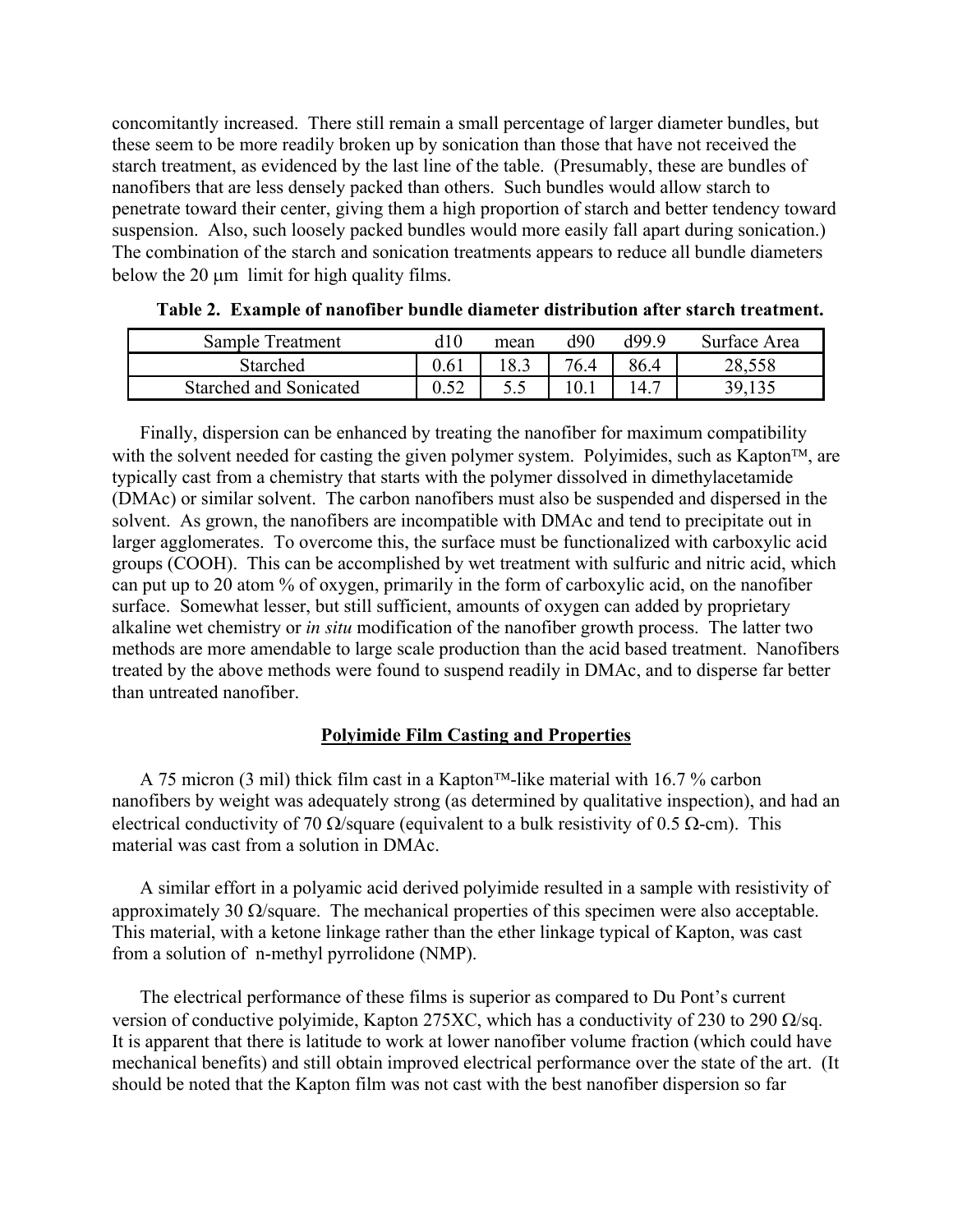concomitantly increased. There still remain a small percentage of larger diameter bundles, but these seem to be more readily broken up by sonication than those that have not received the starch treatment, as evidenced by the last line of the table. (Presumably, these are bundles of nanofibers that are less densely packed than others. Such bundles would allow starch to penetrate toward their center, giving them a high proportion of starch and better tendency toward suspension. Also, such loosely packed bundles would more easily fall apart during sonication.) The combination of the starch and sonication treatments appears to reduce all bundle diameters below the 20 μm limit for high quality films.

**Table 2. Example of nanofiber bundle diameter distribution after starch treatment.**

| Sample Treatment | d10 | mean | d90 | d99.9 | Surface Area |
|---|---|---|---|---|---|
| Starched | 0.61 | 18.3 | 76.4 | 86.4 | 28,558 |
| Starched and Sonicated | 0.52 | 5.5 | 10.1 | 14.7 | 39,135 |

Finally, dispersion can be enhanced by treating the nanofiber for maximum compatibility with the solvent needed for casting the given polymer system. Polyimides, such as Kapton™, are typically cast from a chemistry that starts with the polymer dissolved in dimethylacetamide (DMAc) or similar solvent. The carbon nanofibers must also be suspended and dispersed in the solvent. As grown, the nanofibers are incompatible with DMAc and tend to precipitate out in larger agglomerates. To overcome this, the surface must be functionalized with carboxylic acid groups (COOH). This can be accomplished by wet treatment with sulfuric and nitric acid, which can put up to 20 atom % of oxygen, primarily in the form of carboxylic acid, on the nanofiber surface. Somewhat lesser, but still sufficient, amounts of oxygen can added by proprietary alkaline wet chemistry or *in situ* modification of the nanofiber growth process. The latter two methods are more amendable to large scale production than the acid based treatment. Nanofibers treated by the above methods were found to suspend readily in DMAc, and to disperse far better than untreated nanofiber.

## Polyimide Film Casting and Properties

A 75 micron (3 mil) thick film cast in a Kapton™-like material with 16.7 % carbon nanofibers by weight was adequately strong (as determined by qualitative inspection), and had an electrical conductivity of 70 Ω/square (equivalent to a bulk resistivity of 0.5 Ω-cm). This material was cast from a solution in DMAc.

A similar effort in a polyamic acid derived polyimide resulted in a sample with resistivity of approximately 30 Ω/square. The mechanical properties of this specimen were also acceptable. This material, with a ketone linkage rather than the ether linkage typical of Kapton, was cast from a solution of n-methyl pyrrolidone (NMP).

The electrical performance of these films is superior as compared to Du Pont's current version of conductive polyimide, Kapton 275XC, which has a conductivity of 230 to 290 Ω/sq. It is apparent that there is latitude to work at lower nanofiber volume fraction (which could have mechanical benefits) and still obtain improved electrical performance over the state of the art. (It should be noted that the Kapton film was not cast with the best nanofiber dispersion so far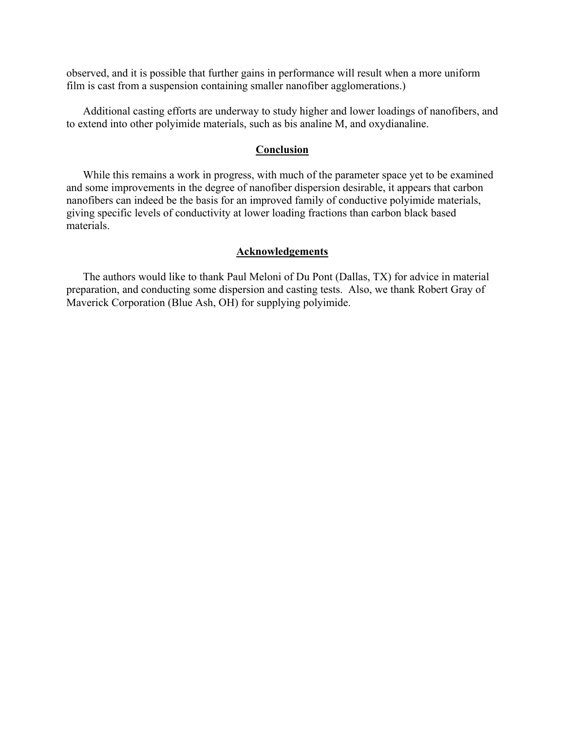observed, and it is possible that further gains in performance will result when a more uniform film is cast from a suspension containing smaller nanofiber agglomerations.)

Additional casting efforts are underway to study higher and lower loadings of nanofibers, and to extend into other polyimide materials, such as bis analine M, and oxydianaline.

## Conclusion

While this remains a work in progress, with much of the parameter space yet to be examined and some improvements in the degree of nanofiber dispersion desirable, it appears that carbon nanofibers can indeed be the basis for an improved family of conductive polyimide materials, giving specific levels of conductivity at lower loading fractions than carbon black based materials.

## Acknowledgements

The authors would like to thank Paul Meloni of Du Pont (Dallas, TX) for advice in material preparation, and conducting some dispersion and casting tests. Also, we thank Robert Gray of Maverick Corporation (Blue Ash, OH) for supplying polyimide.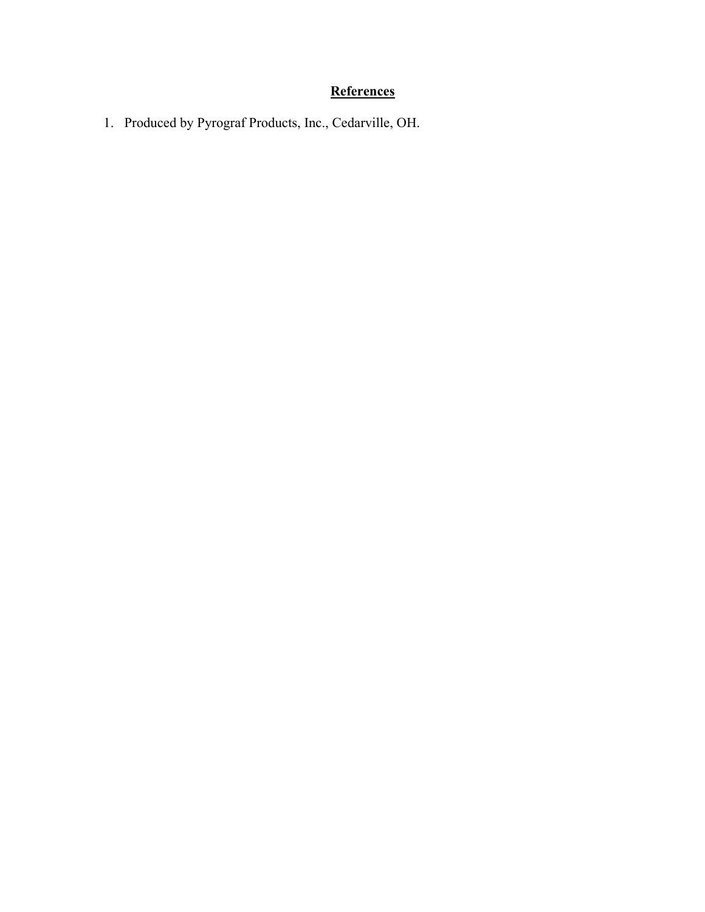## References

1. Produced by Pyrograf Products, Inc., Cedarville, OH.